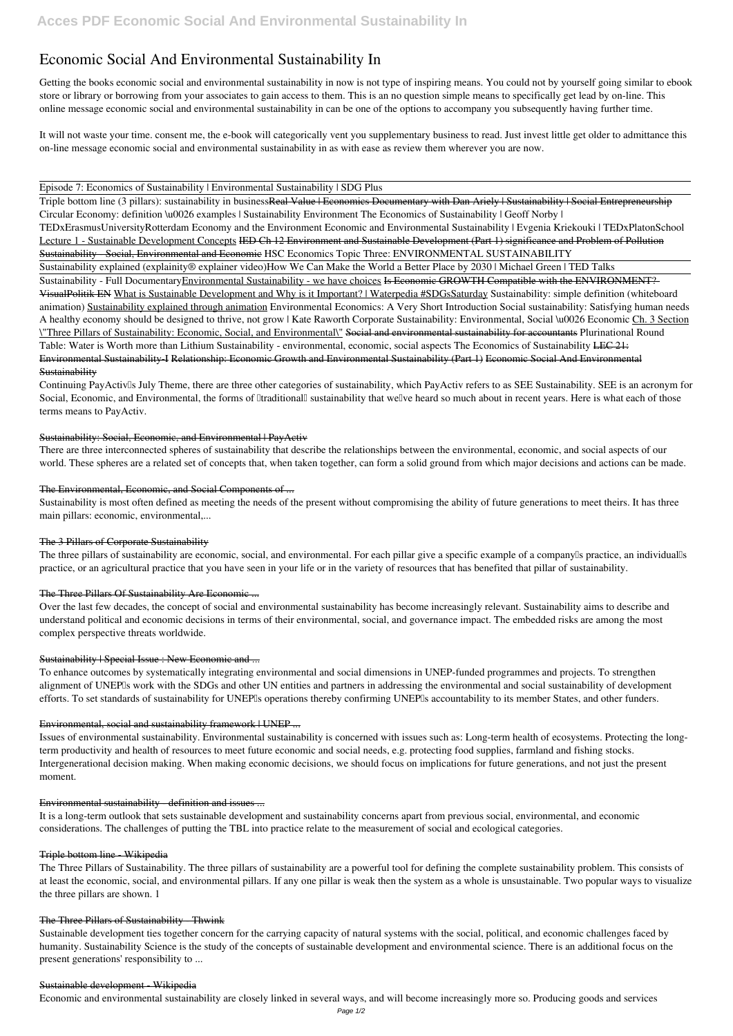# Economic Social And Environmental Sustainability In

Getting the books economic social and environmental sustainability in now is not type of inspiring means. You could not by yourself going similar to ebook store or library or borrowing from your associates to gain access to them. This is an no question simple means to specifically get lead by on-line. This online message economic social and environmental sustainability in can be one of the options to accompany you subsequently having further time.

It will not waste your time. consent me, the e-book will categorically vent you supplementary business to read. Just invest little get older to admittance this on-line message economic social and environmental sustainability in as with ease as review them wherever you are now.

Episode 7: Economics of Sustainability | Environmental Sustainability | SDG Plus

Triple bottom line (3 pillars): sustainability in business~~Real Value | Economics Documentary with Dan Ariely | Sustainability | Social Entrepreneurship~~ *Circular Economy: definition \u0026 examples | Sustainability Environment* *The Economics of Sustainability | Geoff Norby | TEDxErasmusUniversityRotterdam* *Economy and the Environment* *Economic and Environmental Sustainability | Evgenia Kriekouki | TEDxPlatonSchool* Lecture 1 - Sustainable Development Concepts ~~IED Ch 12 Environment and Sustainable Development (Part 1) significance and Problem of Pollution~~ ~~Sustainability - Social, Environmental and Economic~~ *HSC Economics Topic Three: ENVIRONMENTAL SUSTAINABILITY*

Sustainability explained (explainity® explainer video)*How We Can Make the World a Better Place by 2030 | Michael Green | TED Talks*

Sustainability - Full DocumentaryEnvironmental Sustainability - we have choices ~~Is Economic GROWTH Compatible with the ENVIRONMENT? VisualPolitik EN~~ What is Sustainable Development and Why is it Important? | Waterpedia #SDGsSaturday *Sustainability: simple definition (whiteboard animation)* Sustainability explained through animation *Environmental Economics: A Very Short Introduction* *Social sustainability: Satisfying human needs* *A healthy economy should be designed to thrive, not grow | Kate Raworth* *Corporate Sustainability: Environmental, Social \u0026 Economic* Ch. 3 Section \"Three Pillars of Sustainability: Economic, Social, and Environmental\" ~~Social and environmental sustainability for accountants~~ *Plurinational Round Table: Water is Worth more than Lithium* *Sustainability - environmental, economic, social aspects* *The Economics of Sustainability* ~~LEC 21: Environmental Sustainability-I~~ ~~Relationship: Economic Growth and Environmental Sustainability (Part 1)~~ ~~Economic Social And Environmental Sustainability~~

Continuing PayActiv's July Theme, there are three other categories of sustainability, which PayActiv refers to as SEE Sustainability. SEE is an acronym for Social, Economic, and Environmental, the forms of "traditional" sustainability that we've heard so much about in recent years. Here is what each of those terms means to PayActiv.

## Sustainability: Social, Economic, and Environmental | PayActiv

There are three interconnected spheres of sustainability that describe the relationships between the environmental, economic, and social aspects of our world. These spheres are a related set of concepts that, when taken together, can form a solid ground from which major decisions and actions can be made.

## The Environmental, Economic, and Social Components of ...

Sustainability is most often defined as meeting the needs of the present without compromising the ability of future generations to meet theirs. It has three main pillars: economic, environmental,...

## The 3 Pillars of Corporate Sustainability

The three pillars of sustainability are economic, social, and environmental. For each pillar give a specific example of a company's practice, an individual's practice, or an agricultural practice that you have seen in your life or in the variety of resources that has benefited that pillar of sustainability.

## The Three Pillars Of Sustainability Are Economic ...

Over the last few decades, the concept of social and environmental sustainability has become increasingly relevant. Sustainability aims to describe and understand political and economic decisions in terms of their environmental, social, and governance impact. The embedded risks are among the most complex perspective threats worldwide.

## Sustainability | Special Issue : New Economic and ...

To enhance outcomes by systematically integrating environmental and social dimensions in UNEP-funded programmes and projects. To strengthen alignment of UNEP's work with the SDGs and other UN entities and partners in addressing the environmental and social sustainability of development efforts. To set standards of sustainability for UNEP's operations thereby confirming UNEP's accountability to its member States, and other funders.

## Environmental, social and sustainability framework | UNEP ...

Issues of environmental sustainability. Environmental sustainability is concerned with issues such as: Long-term health of ecosystems. Protecting the long-term productivity and health of resources to meet future economic and social needs, e.g. protecting food supplies, farmland and fishing stocks. Intergenerational decision making. When making economic decisions, we should focus on implications for future generations, and not just the present moment.

## Environmental sustainability - definition and issues ...

It is a long-term outlook that sets sustainable development and sustainability concerns apart from previous social, environmental, and economic considerations. The challenges of putting the TBL into practice relate to the measurement of social and ecological categories.

## Triple bottom line - Wikipedia

The Three Pillars of Sustainability. The three pillars of sustainability are a powerful tool for defining the complete sustainability problem. This consists of at least the economic, social, and environmental pillars. If any one pillar is weak then the system as a whole is unsustainable. Two popular ways to visualize the three pillars are shown. 1

## The Three Pillars of Sustainability - Thwink

Sustainable development ties together concern for the carrying capacity of natural systems with the social, political, and economic challenges faced by humanity. Sustainability Science is the study of the concepts of sustainable development and environmental science. There is an additional focus on the present generations' responsibility to ...

## Sustainable development - Wikipedia

Economic and environmental sustainability are closely linked in several ways, and will become increasingly more so. Producing goods and services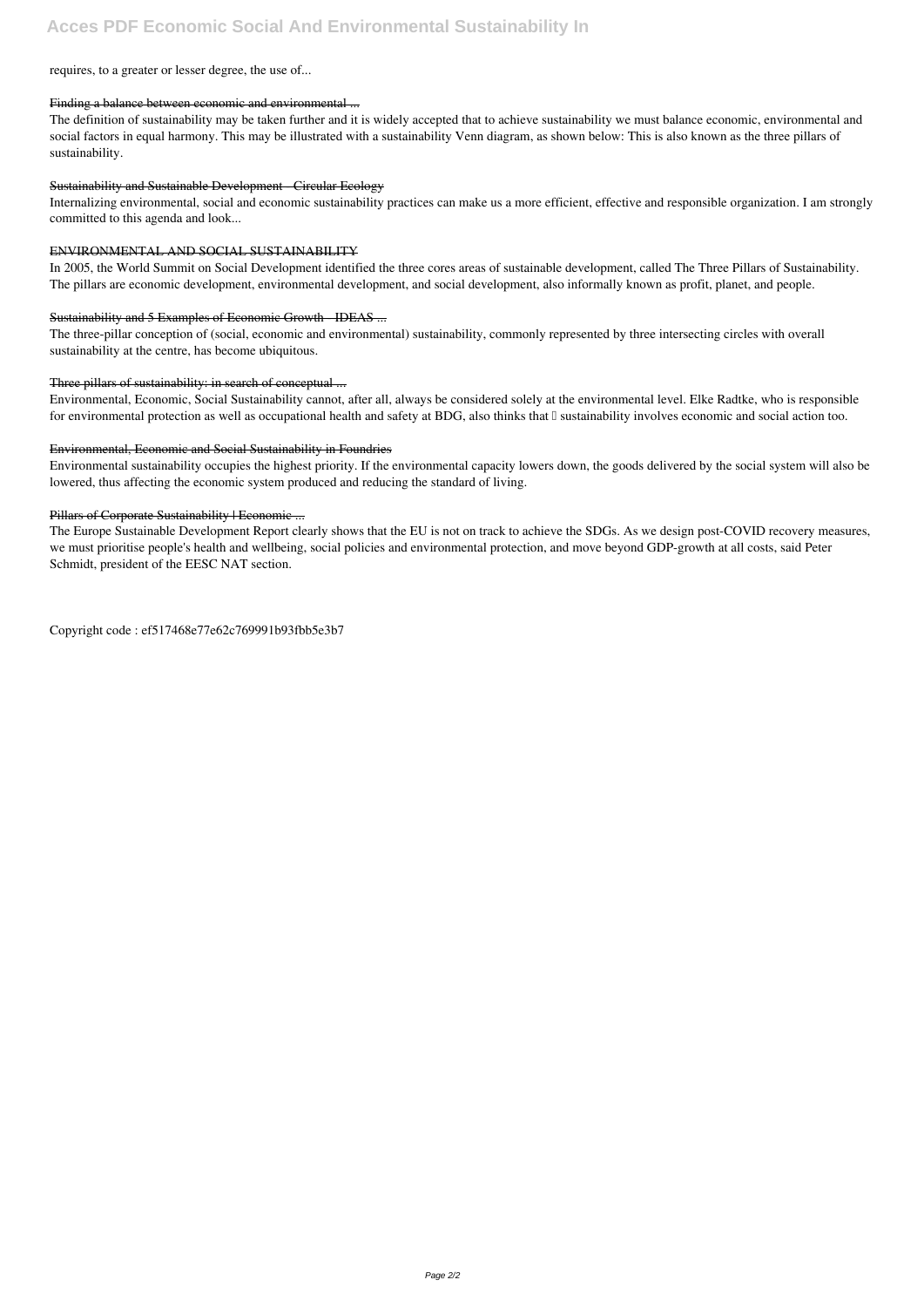requires, to a greater or lesser degree, the use of...

### Finding a balance between economic and environmental ...

The definition of sustainability may be taken further and it is widely accepted that to achieve sustainability we must balance economic, environmental and social factors in equal harmony. This may be illustrated with a sustainability Venn diagram, as shown below: This is also known as the three pillars of sustainability.

### Sustainability and Sustainable Development - Circular Ecology

Internalizing environmental, social and economic sustainability practices can make us a more efficient, effective and responsible organization. I am strongly committed to this agenda and look...

### ENVIRONMENTAL AND SOCIAL SUSTAINABILITY

In 2005, the World Summit on Social Development identified the three cores areas of sustainable development, called The Three Pillars of Sustainability. The pillars are economic development, environmental development, and social development, also informally known as profit, planet, and people.

### Sustainability and 5 Examples of Economic Growth - IDEAS ...

The three-pillar conception of (social, economic and environmental) sustainability, commonly represented by three intersecting circles with overall sustainability at the centre, has become ubiquitous.

### Three pillars of sustainability: in search of conceptual ...

Environmental, Economic, Social Sustainability cannot, after all, always be considered solely at the environmental level. Elke Radtke, who is responsible for environmental protection as well as occupational health and safety at BDG, also thinks that  sustainability involves economic and social action too.

### Environmental, Economic and Social Sustainability in Foundries

Environmental sustainability occupies the highest priority. If the environmental capacity lowers down, the goods delivered by the social system will also be lowered, thus affecting the economic system produced and reducing the standard of living.

### Pillars of Corporate Sustainability | Economic ...

The Europe Sustainable Development Report clearly shows that the EU is not on track to achieve the SDGs. As we design post-COVID recovery measures, we must prioritise people's health and wellbeing, social policies and environmental protection, and move beyond GDP-growth at all costs, said Peter Schmidt, president of the EESC NAT section.

Copyright code : ef517468e77e62c769991b93fbb5e3b7